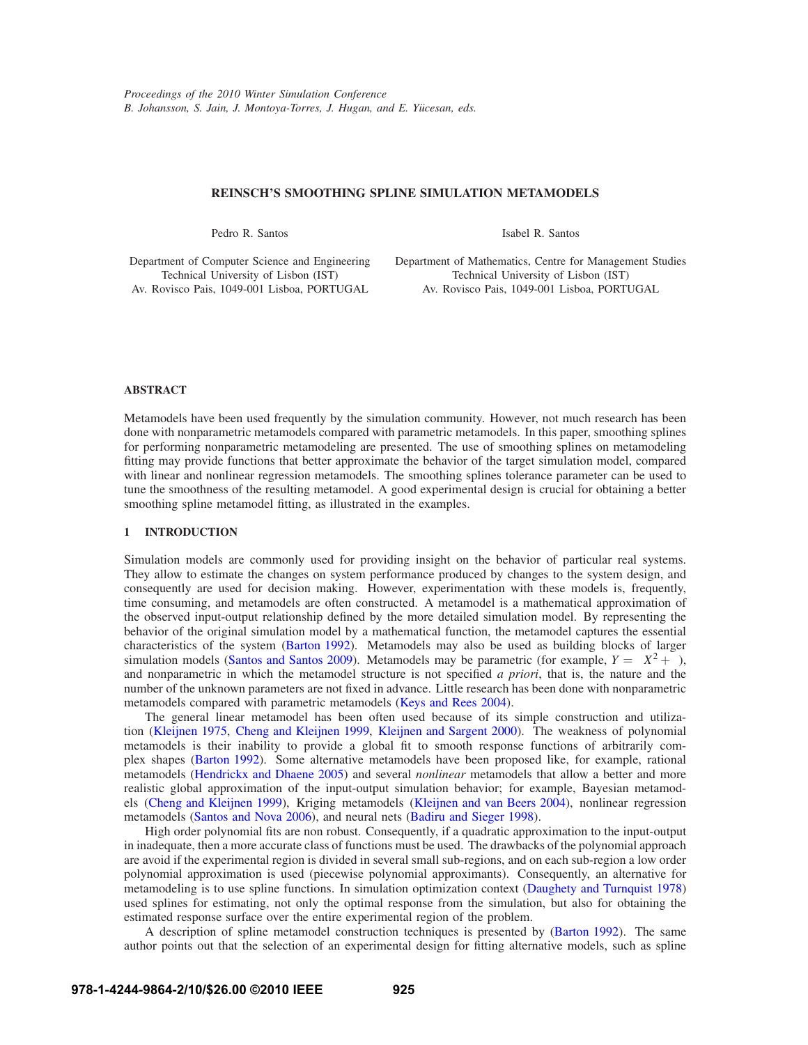Proceedings of the 2010 Winter Simulation Conference
B. Johansson, S. Jain, J. Montoya-Torres, J. Hugan, and E. Yücesan, eds.

# REINSCH'S SMOOTHING SPLINE SIMULATION METAMODELS

Pedro R. Santos

Department of Computer Science and Engineering
Technical University of Lisbon (IST)
Av. Rovisco Pais, 1049-001 Lisboa, PORTUGAL

Isabel R. Santos

Department of Mathematics, Centre for Management Studies
Technical University of Lisbon (IST)
Av. Rovisco Pais, 1049-001 Lisboa, PORTUGAL

## ABSTRACT

Metamodels have been used frequently by the simulation community. However, not much research has been done with nonparametric metamodels compared with parametric metamodels. In this paper, smoothing splines for performing nonparametric metamodeling are presented. The use of smoothing splines on metamodeling fitting may provide functions that better approximate the behavior of the target simulation model, compared with linear and nonlinear regression metamodels. The smoothing splines tolerance parameter can be used to tune the smoothness of the resulting metamodel. A good experimental design is crucial for obtaining a better smoothing spline metamodel fitting, as illustrated in the examples.

## 1 INTRODUCTION

Simulation models are commonly used for providing insight on the behavior of particular real systems. They allow to estimate the changes on system performance produced by changes to the system design, and consequently are used for decision making. However, experimentation with these models is, frequently, time consuming, and metamodels are often constructed. A metamodel is a mathematical approximation of the observed input-output relationship defined by the more detailed simulation model. By representing the behavior of the original simulation model by a mathematical function, the metamodel captures the essential characteristics of the system (Barton 1992). Metamodels may also be used as building blocks of larger simulation models (Santos and Santos 2009). Metamodels may be parametric (for example, $Y = \ X^2 + \ $), and nonparametric in which the metamodel structure is not specified *a priori*, that is, the nature and the number of the unknown parameters are not fixed in advance. Little research has been done with nonparametric metamodels compared with parametric metamodels (Keys and Rees 2004).

The general linear metamodel has been often used because of its simple construction and utilization (Kleijnen 1975, Cheng and Kleijnen 1999, Kleijnen and Sargent 2000). The weakness of polynomial metamodels is their inability to provide a global fit to smooth response functions of arbitrarily complex shapes (Barton 1992). Some alternative metamodels have been proposed like, for example, rational metamodels (Hendrickx and Dhaene 2005) and several *nonlinear* metamodels that allow a better and more realistic global approximation of the input-output simulation behavior; for example, Bayesian metamodels (Cheng and Kleijnen 1999), Kriging metamodels (Kleijnen and van Beers 2004), nonlinear regression metamodels (Santos and Nova 2006), and neural nets (Badiru and Sieger 1998).

High order polynomial fits are non robust. Consequently, if a quadratic approximation to the input-output in inadequate, then a more accurate class of functions must be used. The drawbacks of the polynomial approach are avoid if the experimental region is divided in several small sub-regions, and on each sub-region a low order polynomial approximation is used (piecewise polynomial approximants). Consequently, an alternative for metamodeling is to use spline functions. In simulation optimization context (Daughety and Turnquist 1978) used splines for estimating, not only the optimal response from the simulation, but also for obtaining the estimated response surface over the entire experimental region of the problem.

A description of spline metamodel construction techniques is presented by (Barton 1992). The same author points out that the selection of an experimental design for fitting alternative models, such as spline

978-1-4244-9864-2/10/$26.00 ©2010 IEEE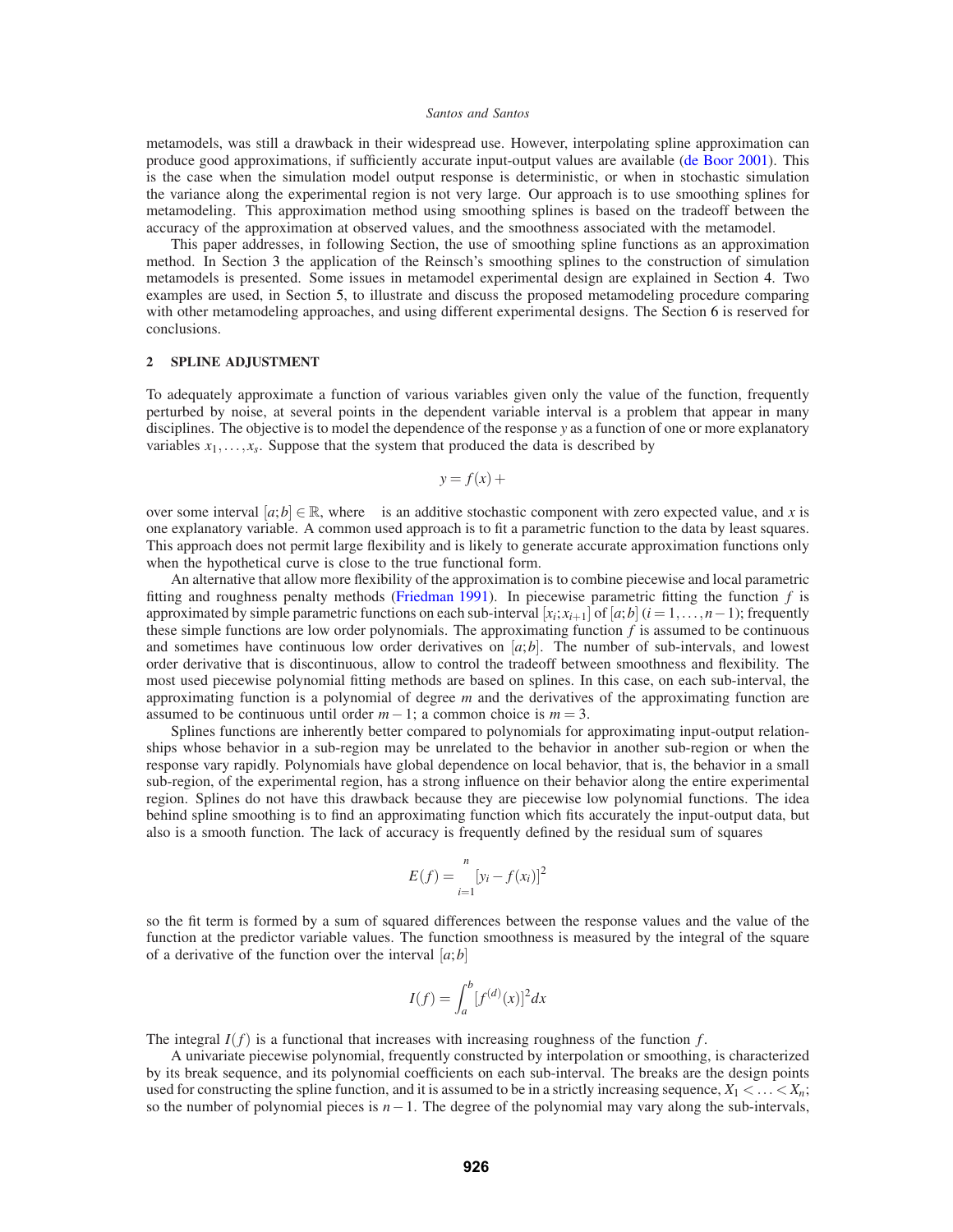metamodels, was still a drawback in their widespread use. However, interpolating spline approximation can produce good approximations, if sufficiently accurate input-output values are available (de Boor 2001). This is the case when the simulation model output response is deterministic, or when in stochastic simulation the variance along the experimental region is not very large. Our approach is to use smoothing splines for metamodeling. This approximation method using smoothing splines is based on the tradeoff between the accuracy of the approximation at observed values, and the smoothness associated with the metamodel.

This paper addresses, in following Section, the use of smoothing spline functions as an approximation method. In Section 3 the application of the Reinsch's smoothing splines to the construction of simulation metamodels is presented. Some issues in metamodel experimental design are explained in Section 4. Two examples are used, in Section 5, to illustrate and discuss the proposed metamodeling procedure comparing with other metamodeling approaches, and using different experimental designs. The Section 6 is reserved for conclusions.

## 2 SPLINE ADJUSTMENT

To adequately approximate a function of various variables given only the value of the function, frequently perturbed by noise, at several points in the dependent variable interval is a problem that appear in many disciplines. The objective is to model the dependence of the response $y$ as a function of one or more explanatory variables $x_1, \ldots, x_s$. Suppose that the system that produced the data is described by

$$y = f(x) + \varepsilon$$

over some interval $[a;b] \in \mathbb{R}$, where $\varepsilon$ is an additive stochastic component with zero expected value, and $x$ is one explanatory variable. A common used approach is to fit a parametric function to the data by least squares. This approach does not permit large flexibility and is likely to generate accurate approximation functions only when the hypothetical curve is close to the true functional form.

An alternative that allow more flexibility of the approximation is to combine piecewise and local parametric fitting and roughness penalty methods (Friedman 1991). In piecewise parametric fitting the function $f$ is approximated by simple parametric functions on each sub-interval $[x_i;x_{i+1}]$ of $[a;b]$ $(i = 1, \ldots, n-1)$; frequently these simple functions are low order polynomials. The approximating function $f$ is assumed to be continuous and sometimes have continuous low order derivatives on $[a;b]$. The number of sub-intervals, and lowest order derivative that is discontinuous, allow to control the tradeoff between smoothness and flexibility. The most used piecewise polynomial fitting methods are based on splines. In this case, on each sub-interval, the approximating function is a polynomial of degree $m$ and the derivatives of the approximating function are assumed to be continuous until order $m-1$; a common choice is $m = 3$.

Splines functions are inherently better compared to polynomials for approximating input-output relationships whose behavior in a sub-region may be unrelated to the behavior in another sub-region or when the response vary rapidly. Polynomials have global dependence on local behavior, that is, the behavior in a small sub-region, of the experimental region, has a strong influence on their behavior along the entire experimental region. Splines do not have this drawback because they are piecewise low polynomial functions. The idea behind spline smoothing is to find an approximating function which fits accurately the input-output data, but also is a smooth function. The lack of accuracy is frequently defined by the residual sum of squares

$$E(f) = \sum_{i=1}^{n} [y_i - f(x_i)]^2$$

so the fit term is formed by a sum of squared differences between the response values and the value of the function at the predictor variable values. The function smoothness is measured by the integral of the square of a derivative of the function over the interval $[a;b]$

$$I(f) = \int_a^b [f^{(d)}(x)]^2 dx$$

The integral $I(f)$ is a functional that increases with increasing roughness of the function $f$.

A univariate piecewise polynomial, frequently constructed by interpolation or smoothing, is characterized by its break sequence, and its polynomial coefficients on each sub-interval. The breaks are the design points used for constructing the spline function, and it is assumed to be in a strictly increasing sequence, $X_1 < \ldots < X_n$; so the number of polynomial pieces is $n-1$. The degree of the polynomial may vary along the sub-intervals,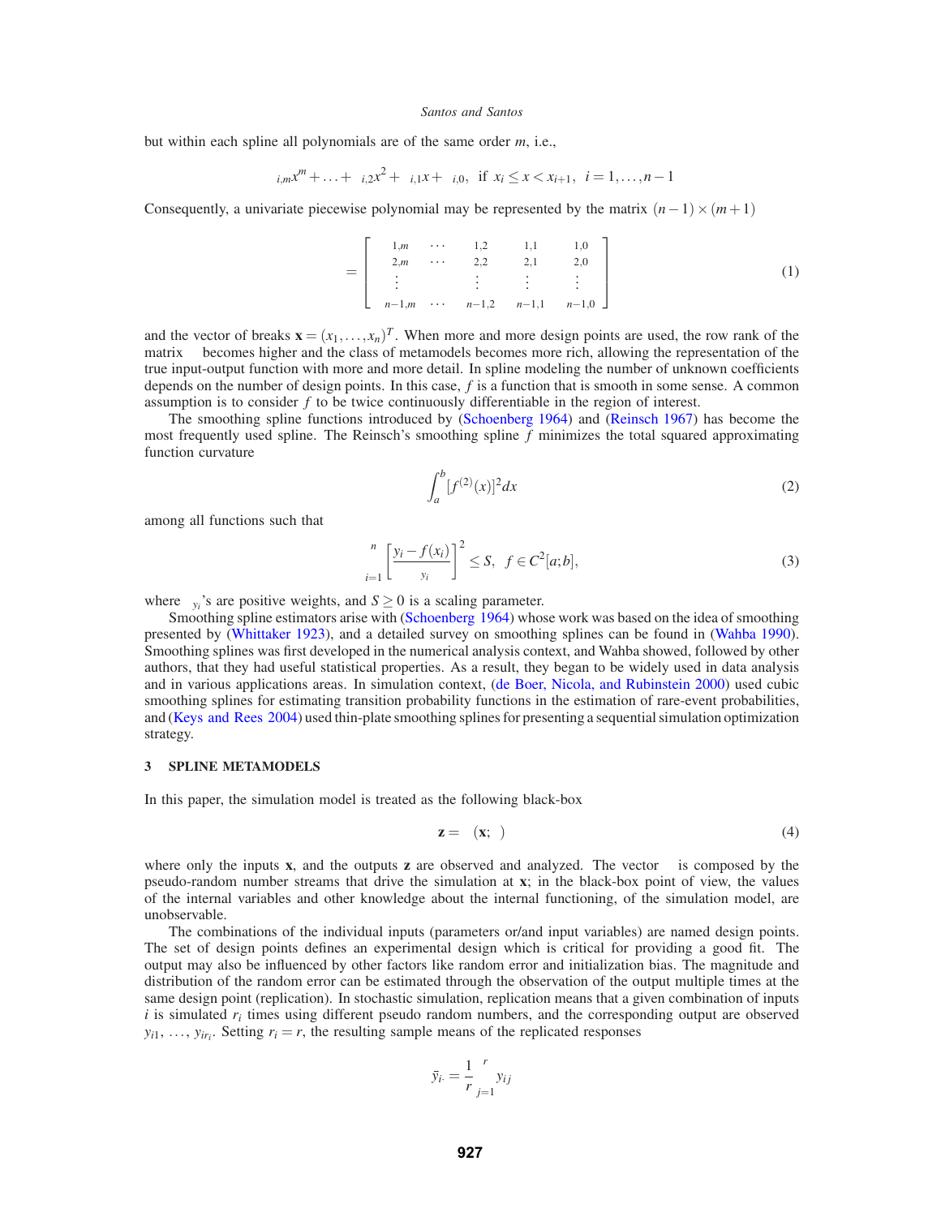but within each spline all polynomials are of the same order $m$, i.e.,

$$_{i,m}x^m + \ldots + \, _{i,2}x^2 + \, _{i,1}x + \, _{i,0}, \text{ if } x_i \leq x < x_{i+1}, \; i = 1, \ldots, n-1$$

Consequently, a univariate piecewise polynomial may be represented by the matrix $(n-1) \times (m+1)$

$$= \begin{bmatrix} _{1,m} & \cdots & _{1,2} & _{1,1} & _{1,0} \\ _{2,m} & \cdots & _{2,2} & _{2,1} & _{2,0} \\ \vdots & & \vdots & \vdots & \vdots \\ _{n-1,m} & \cdots & _{n-1,2} & _{n-1,1} & _{n-1,0} \end{bmatrix} \tag{1}$$

and the vector of breaks $\mathbf{x} = (x_1, \ldots, x_n)^T$. When more and more design points are used, the row rank of the matrix becomes higher and the class of metamodels becomes more rich, allowing the representation of the true input-output function with more and more detail. In spline modeling the number of unknown coefficients depends on the number of design points. In this case, $f$ is a function that is smooth in some sense. A common assumption is to consider $f$ to be twice continuously differentiable in the region of interest.

The smoothing spline functions introduced by (Schoenberg 1964) and (Reinsch 1967) has become the most frequently used spline. The Reinsch's smoothing spline $f$ minimizes the total squared approximating function curvature

$$\int_a^b [f^{(2)}(x)]^2 dx \tag{2}$$

among all functions such that

$$\sum_{i=1}^{n} \left[ \frac{y_i - f(x_i)}{_{y_i}} \right]^2 \leq S, \quad f \in C^2[a;b], \tag{3}$$

where $_{y_i}$'s are positive weights, and $S \geq 0$ is a scaling parameter.

Smoothing spline estimators arise with (Schoenberg 1964) whose work was based on the idea of smoothing presented by (Whittaker 1923), and a detailed survey on smoothing splines can be found in (Wahba 1990). Smoothing splines was first developed in the numerical analysis context, and Wahba showed, followed by other authors, that they had useful statistical properties. As a result, they began to be widely used in data analysis and in various applications areas. In simulation context, (de Boer, Nicola, and Rubinstein 2000) used cubic smoothing splines for estimating transition probability functions in the estimation of rare-event probabilities, and (Keys and Rees 2004) used thin-plate smoothing splines for presenting a sequential simulation optimization strategy.

## 3 SPLINE METAMODELS

In this paper, the simulation model is treated as the following black-box

$$\mathbf{z} = \; (\mathbf{x}; \;) \tag{4}$$

where only the inputs $\mathbf{x}$, and the outputs $\mathbf{z}$ are observed and analyzed. The vector is composed by the pseudo-random number streams that drive the simulation at $\mathbf{x}$; in the black-box point of view, the values of the internal variables and other knowledge about the internal functioning, of the simulation model, are unobservable.

The combinations of the individual inputs (parameters or/and input variables) are named design points. The set of design points defines an experimental design which is critical for providing a good fit. The output may also be influenced by other factors like random error and initialization bias. The magnitude and distribution of the random error can be estimated through the observation of the output multiple times at the same design point (replication). In stochastic simulation, replication means that a given combination of inputs $i$ is simulated $r_i$ times using different pseudo random numbers, and the corresponding output are observed $y_{i1}, \ldots, y_{ir_i}$. Setting $r_i = r$, the resulting sample means of the replicated responses

$$\bar{y}_{i\cdot} = \frac{1}{r} \sum_{j=1}^{r} y_{ij}$$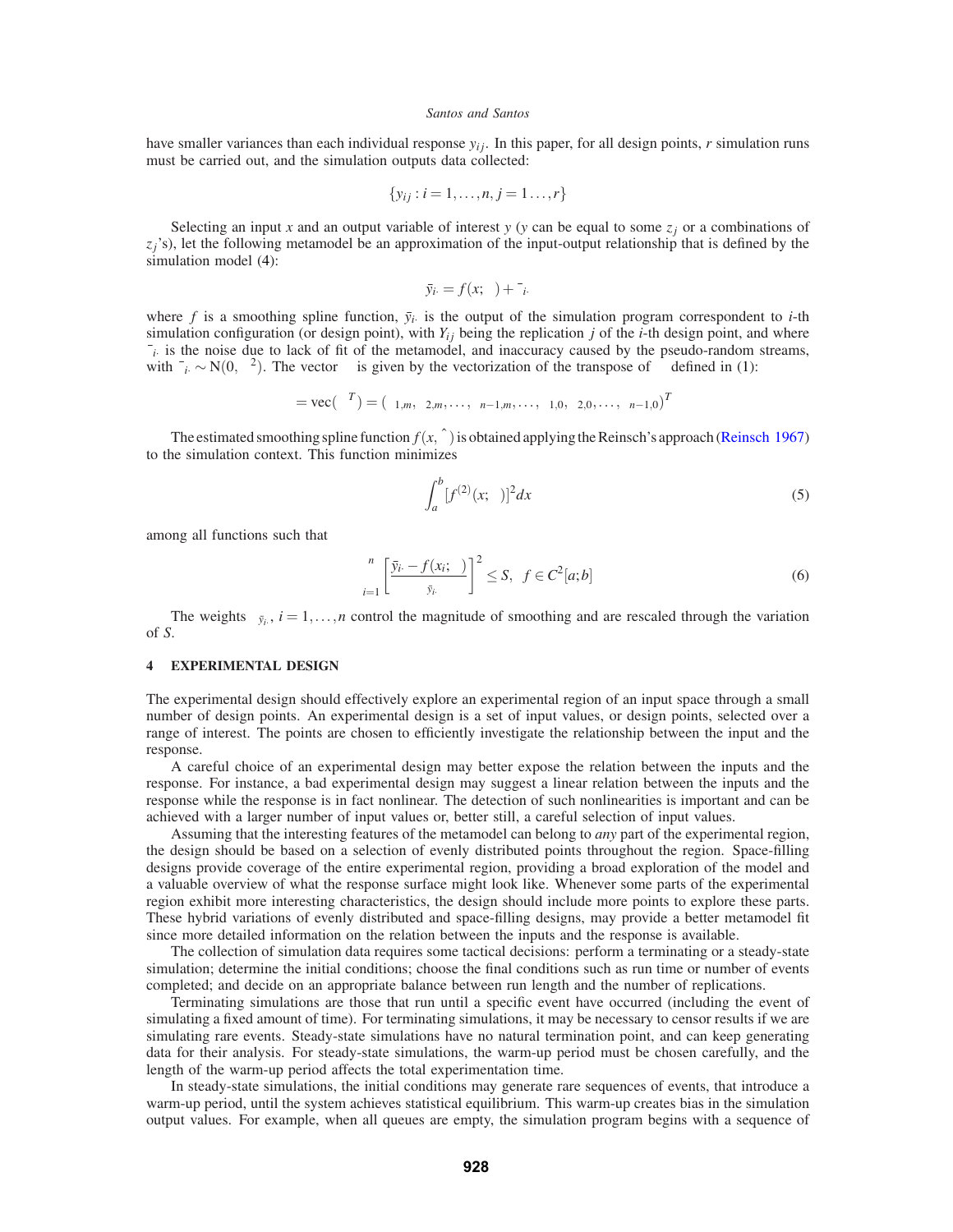have smaller variances than each individual response $y_{ij}$. In this paper, for all design points, $r$ simulation runs must be carried out, and the simulation outputs data collected:

$$\{y_{ij} : i = 1, \ldots, n, j = 1 \ldots, r\}$$

Selecting an input $x$ and an output variable of interest $y$ ($y$ can be equal to some $z_j$ or a combinations of $z_j$'s), let the following metamodel be an approximation of the input-output relationship that is defined by the simulation model (4):

$$\bar{y}_{i\cdot} = f(x; \beta) + \bar{\varepsilon}_{i\cdot}$$

where $f$ is a smoothing spline function, $\bar{y}_{i\cdot}$ is the output of the simulation program correspondent to $i$-th simulation configuration (or design point), with $Y_{ij}$ being the replication $j$ of the $i$-th design point, and where $\bar{\varepsilon}_{i\cdot}$ is the noise due to lack of fit of the metamodel, and inaccuracy caused by the pseudo-random streams, with $\bar{\varepsilon}_{i\cdot} \sim \mathrm{N}(0, \sigma^2)$. The vector $\beta$ is given by the vectorization of the transpose of $\beta$ defined in (1):

$$\beta = \mathrm{vec}(\beta^T) = (\beta_{1,m}, \beta_{2,m}, \ldots, \beta_{n-1,m}, \ldots, \beta_{1,0}, \beta_{2,0}, \ldots, \beta_{n-1,0})^T$$

The estimated smoothing spline function $f(x, \hat{\beta})$ is obtained applying the Reinsch's approach (Reinsch 1967) to the simulation context. This function minimizes

$$\int_a^b [f^{(2)}(x; \beta)]^2 dx \tag{5}$$

among all functions such that

$$\sum_{i=1}^{n} \left[ \frac{\bar{y}_{i\cdot} - f(x_i; \beta)}{\sigma_{\bar{y}_{i\cdot}}} \right]^2 \leq S, \quad f \in C^2[a; b] \tag{6}$$

The weights $\sigma_{\bar{y}_{i\cdot}}$, $i = 1, \ldots, n$ control the magnitude of smoothing and are rescaled through the variation of $S$.

## 4 EXPERIMENTAL DESIGN

The experimental design should effectively explore an experimental region of an input space through a small number of design points. An experimental design is a set of input values, or design points, selected over a range of interest. The points are chosen to efficiently investigate the relationship between the input and the response.

A careful choice of an experimental design may better expose the relation between the inputs and the response. For instance, a bad experimental design may suggest a linear relation between the inputs and the response while the response is in fact nonlinear. The detection of such nonlinearities is important and can be achieved with a larger number of input values or, better still, a careful selection of input values.

Assuming that the interesting features of the metamodel can belong to *any* part of the experimental region, the design should be based on a selection of evenly distributed points throughout the region. Space-filling designs provide coverage of the entire experimental region, providing a broad exploration of the model and a valuable overview of what the response surface might look like. Whenever some parts of the experimental region exhibit more interesting characteristics, the design should include more points to explore these parts. These hybrid variations of evenly distributed and space-filling designs, may provide a better metamodel fit since more detailed information on the relation between the inputs and the response is available.

The collection of simulation data requires some tactical decisions: perform a terminating or a steady-state simulation; determine the initial conditions; choose the final conditions such as run time or number of events completed; and decide on an appropriate balance between run length and the number of replications.

Terminating simulations are those that run until a specific event have occurred (including the event of simulating a fixed amount of time). For terminating simulations, it may be necessary to censor results if we are simulating rare events. Steady-state simulations have no natural termination point, and can keep generating data for their analysis. For steady-state simulations, the warm-up period must be chosen carefully, and the length of the warm-up period affects the total experimentation time.

In steady-state simulations, the initial conditions may generate rare sequences of events, that introduce a warm-up period, until the system achieves statistical equilibrium. This warm-up creates bias in the simulation output values. For example, when all queues are empty, the simulation program begins with a sequence of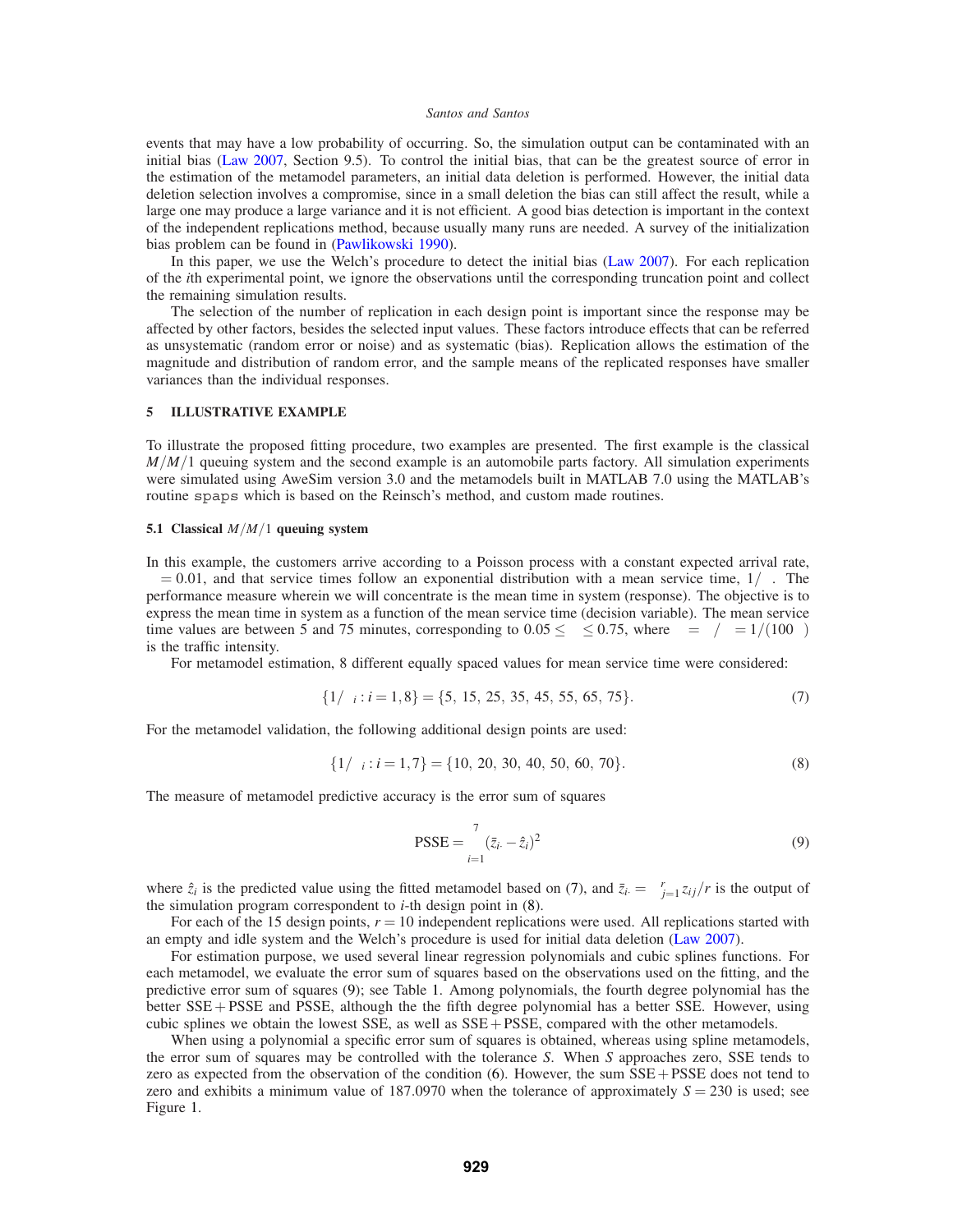events that may have a low probability of occurring. So, the simulation output can be contaminated with an initial bias (Law 2007, Section 9.5). To control the initial bias, that can be the greatest source of error in the estimation of the metamodel parameters, an initial data deletion is performed. However, the initial data deletion selection involves a compromise, since in a small deletion the bias can still affect the result, while a large one may produce a large variance and it is not efficient. A good bias detection is important in the context of the independent replications method, because usually many runs are needed. A survey of the initialization bias problem can be found in (Pawlikowski 1990).

In this paper, we use the Welch's procedure to detect the initial bias (Law 2007). For each replication of the $i$th experimental point, we ignore the observations until the corresponding truncation point and collect the remaining simulation results.

The selection of the number of replication in each design point is important since the response may be affected by other factors, besides the selected input values. These factors introduce effects that can be referred as unsystematic (random error or noise) and as systematic (bias). Replication allows the estimation of the magnitude and distribution of random error, and the sample means of the replicated responses have smaller variances than the individual responses.

## 5 ILLUSTRATIVE EXAMPLE

To illustrate the proposed fitting procedure, two examples are presented. The first example is the classical $M/M/1$ queuing system and the second example is an automobile parts factory. All simulation experiments were simulated using AweSim version 3.0 and the metamodels built in MATLAB 7.0 using the MATLAB's routine `spaps` which is based on the Reinsch's method, and custom made routines.

### 5.1 Classical $M/M/1$ queuing system

In this example, the customers arrive according to a Poisson process with a constant expected arrival rate, $\lambda = 0.01$, and that service times follow an exponential distribution with a mean service time, $1/\mu$. The performance measure wherein we will concentrate is the mean time in system (response). The objective is to express the mean time in system as a function of the mean service time (decision variable). The mean service time values are between 5 and 75 minutes, corresponding to $0.05 \leq \rho \leq 0.75$, where $\rho = \lambda/\mu = 1/(100\mu)$ is the traffic intensity.

For metamodel estimation, 8 different equally spaced values for mean service time were considered:

$$\{1/\mu_i : i = 1,8\} = \{5,\ 15,\ 25,\ 35,\ 45,\ 55,\ 65,\ 75\}. \tag{7}$$

For the metamodel validation, the following additional design points are used:

$$\{1/\mu_i : i = 1,7\} = \{10,\ 20,\ 30,\ 40,\ 50,\ 60,\ 70\}. \tag{8}$$

The measure of metamodel predictive accuracy is the error sum of squares

$$\text{PSSE} = \sum_{i=1}^{7} (\bar{z}_{i\cdot} - \hat{z}_i)^2 \tag{9}$$

where $\hat{z}_i$ is the predicted value using the fitted metamodel based on (7), and $\bar{z}_{i\cdot} = \sum_{j=1}^{r} z_{ij}/r$ is the output of the simulation program correspondent to $i$-th design point in (8).

For each of the 15 design points, $r = 10$ independent replications were used. All replications started with an empty and idle system and the Welch's procedure is used for initial data deletion (Law 2007).

For estimation purpose, we used several linear regression polynomials and cubic splines functions. For each metamodel, we evaluate the error sum of squares based on the observations used on the fitting, and the predictive error sum of squares (9); see Table 1. Among polynomials, the fourth degree polynomial has the better SSE + PSSE and PSSE, although the the fifth degree polynomial has a better SSE. However, using cubic splines we obtain the lowest SSE, as well as SSE + PSSE, compared with the other metamodels.

When using a polynomial a specific error sum of squares is obtained, whereas using spline metamodels, the error sum of squares may be controlled with the tolerance $S$. When $S$ approaches zero, SSE tends to zero as expected from the observation of the condition (6). However, the sum SSE + PSSE does not tend to zero and exhibits a minimum value of 187.0970 when the tolerance of approximately $S = 230$ is used; see Figure 1.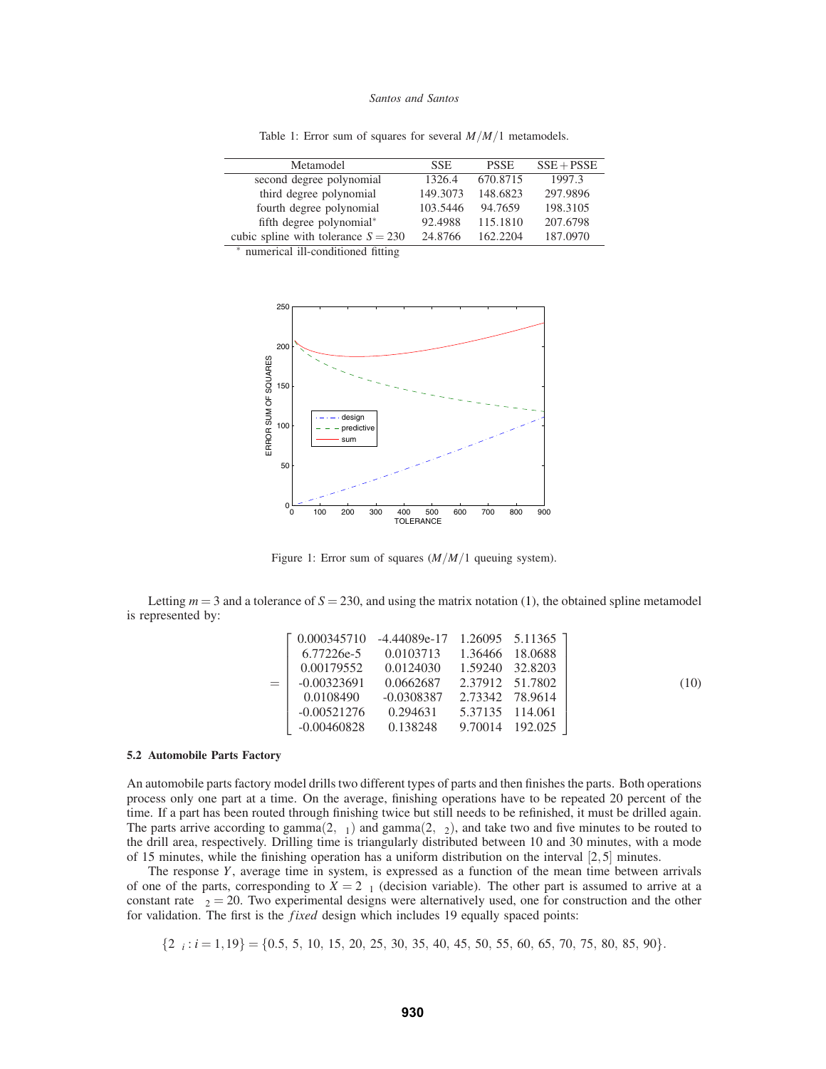Table 1: Error sum of squares for several $M/M/1$ metamodels.

| Metamodel | SSE | PSSE | SSE + PSSE |
|---|---|---|---|
| second degree polynomial | 1326.4 | 670.8715 | 1997.3 |
| third degree polynomial | 149.3073 | 148.6823 | 297.9896 |
| fourth degree polynomial | 103.5446 | 94.7659 | 198.3105 |
| fifth degree polynomial* | 92.4988 | 115.1810 | 207.6798 |
| cubic spline with tolerance $S = 230$ | 24.8766 | 162.2204 | 187.0970 |

* numerical ill-conditioned fitting

Figure 1: Error sum of squares ($M/M/1$ queuing system).

Letting $m = 3$ and a tolerance of $S = 230$, and using the matrix notation (1), the obtained spline metamodel is represented by:

$$= \begin{bmatrix} 0.000345710 & -4.44089e\text{-}17 & 1.26095 & 5.11365 \\ 6.77226e\text{-}5 & 0.0103713 & 1.36466 & 18.0688 \\ 0.00179552 & 0.0124030 & 1.59240 & 32.8203 \\ -0.00323691 & 0.0662687 & 2.37912 & 51.7802 \\ 0.0108490 & -0.0308387 & 2.73342 & 78.9614 \\ -0.00521276 & 0.294631 & 5.37135 & 114.061 \\ -0.00460828 & 0.138248 & 9.70014 & 192.025 \end{bmatrix} \tag{10}$$

### 5.2 Automobile Parts Factory

An automobile parts factory model drills two different types of parts and then finishes the parts. Both operations process only one part at a time. On the average, finishing operations have to be repeated 20 percent of the time. If a part has been routed through finishing twice but still needs to be refinished, it must be drilled again. The parts arrive according to gamma($2, \ _1$) and gamma($2, \ _2$), and take two and five minutes to be routed to the drill area, respectively. Drilling time is triangularly distributed between 10 and 30 minutes, with a mode of 15 minutes, while the finishing operation has a uniform distribution on the interval $[2,5]$ minutes.

The response $Y$, average time in system, is expressed as a function of the mean time between arrivals of one of the parts, corresponding to $X = 2 \ _1$ (decision variable). The other part is assumed to arrive at a constant rate $\ _2 = 20$. Two experimental designs were alternatively used, one for construction and the other for validation. The first is the *fixed* design which includes 19 equally spaced points:

$$\{2 \ _i : i = 1, 19\} = \{0.5,\ 5,\ 10,\ 15,\ 20,\ 25,\ 30,\ 35,\ 40,\ 45,\ 50,\ 55,\ 60,\ 65,\ 70,\ 75,\ 80,\ 85,\ 90\}.$$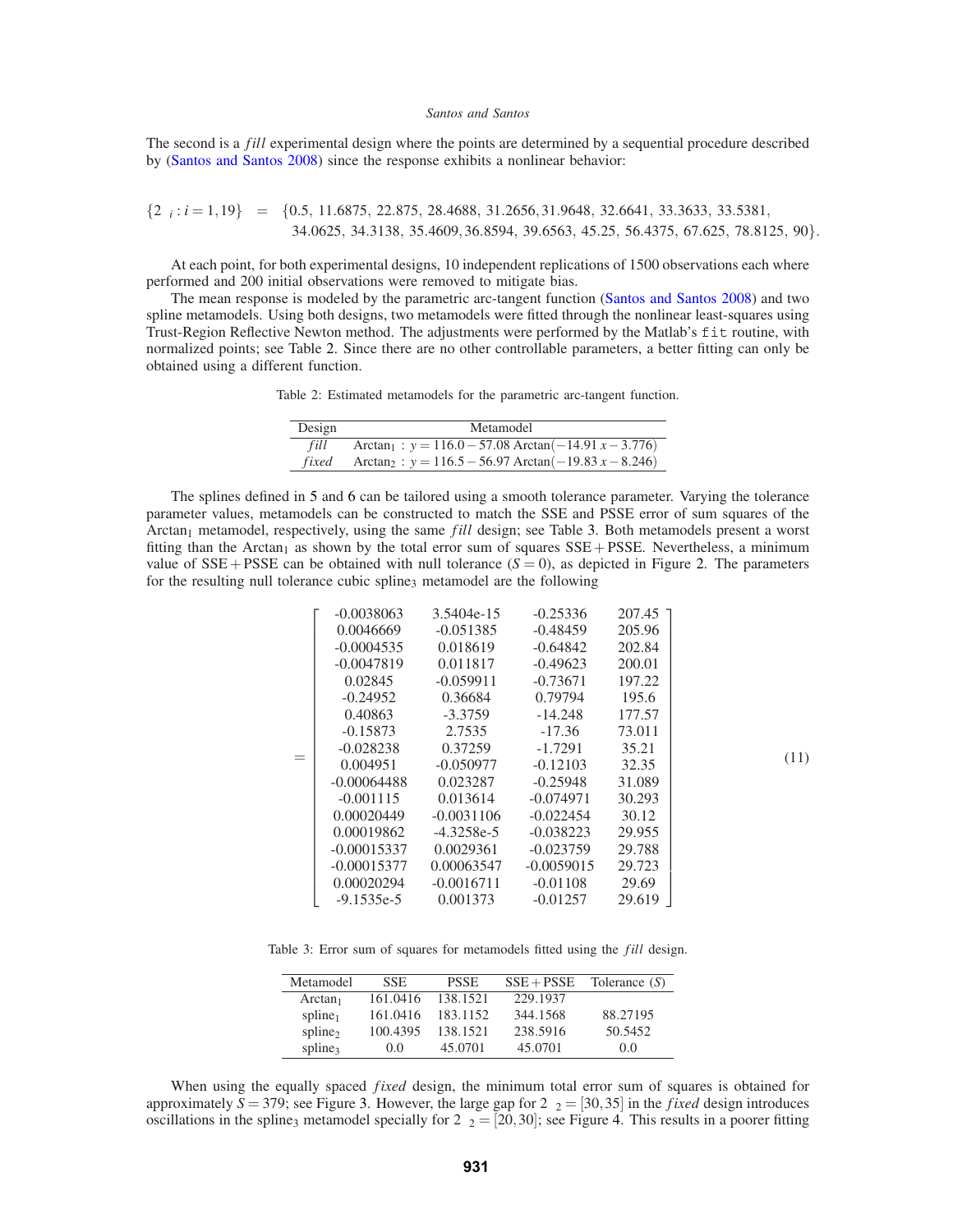The second is a *fill* experimental design where the points are determined by a sequential procedure described by (Santos and Santos 2008) since the response exhibits a nonlinear behavior:

$$\{2\ _i : i = 1,19\} \quad = \quad \{0.5,\ 11.6875,\ 22.875,\ 28.4688,\ 31.2656, 31.9648,\ 32.6641,\ 33.3633,\ 33.5381,\ 34.0625,\ 34.3138,\ 35.4609, 36.8594,\ 39.6563,\ 45.25,\ 56.4375,\ 67.625,\ 78.8125,\ 90\}.$$

At each point, for both experimental designs, 10 independent replications of 1500 observations each where performed and 200 initial observations were removed to mitigate bias.

The mean response is modeled by the parametric arc-tangent function (Santos and Santos 2008) and two spline metamodels. Using both designs, two metamodels were fitted through the nonlinear least-squares using Trust-Region Reflective Newton method. The adjustments were performed by the Matlab's `fit` routine, with normalized points; see Table 2. Since there are no other controllable parameters, a better fitting can only be obtained using a different function.

Table 2: Estimated metamodels for the parametric arc-tangent function.

| Design | Metamodel |
|---|---|
| *fill* | $\text{Arctan}_1 : y = 116.0 - 57.08\,\text{Arctan}(-14.91\,x - 3.776)$ |
| *fixed* | $\text{Arctan}_2 : y = 116.5 - 56.97\,\text{Arctan}(-19.83\,x - 8.246)$ |

The splines defined in 5 and 6 can be tailored using a smooth tolerance parameter. Varying the tolerance parameter values, metamodels can be constructed to match the SSE and PSSE error of sum squares of the $\text{Arctan}_1$ metamodel, respectively, using the same *fill* design; see Table 3. Both metamodels present a worst fitting than the $\text{Arctan}_1$ as shown by the total error sum of squares SSE + PSSE. Nevertheless, a minimum value of SSE + PSSE can be obtained with null tolerance ($S = 0$), as depicted in Figure 2. The parameters for the resulting null tolerance cubic $\text{spline}_3$ metamodel are the following

$$
= \begin{bmatrix}
-0.0038063 & 3.5404\text{e-}15 & -0.25336 & 207.45 \\
0.0046669 & -0.051385 & -0.48459 & 205.96 \\
-0.0004535 & 0.018619 & -0.64842 & 202.84 \\
-0.0047819 & 0.011817 & -0.49623 & 200.01 \\
0.02845 & -0.059911 & -0.73671 & 197.22 \\
-0.24952 & 0.36684 & 0.79794 & 195.6 \\
0.40863 & -3.3759 & -14.248 & 177.57 \\
-0.15873 & 2.7535 & -17.36 & 73.011 \\
-0.028238 & 0.37259 & -1.7291 & 35.21 \\
0.004951 & -0.050977 & -0.12103 & 32.35 \\
-0.00064488 & 0.023287 & -0.25948 & 31.089 \\
-0.001115 & 0.013614 & -0.074971 & 30.293 \\
0.00020449 & -0.0031106 & -0.022454 & 30.12 \\
0.00019862 & -4.3258\text{e-}5 & -0.038223 & 29.955 \\
-0.00015337 & 0.0029361 & -0.023759 & 29.788 \\
-0.00015377 & 0.00063547 & -0.0059015 & 29.723 \\
0.00020294 & -0.0016711 & -0.01108 & 29.69 \\
-9.1535\text{e-}5 & 0.001373 & -0.01257 & 29.619
\end{bmatrix} \tag{11}
$$

Table 3: Error sum of squares for metamodels fitted using the *fill* design.

| Metamodel | SSE | PSSE | SSE + PSSE | Tolerance ($S$) |
|---|---|---|---|---|
| $\text{Arctan}_1$ | 161.0416 | 138.1521 | 229.1937 | |
| $\text{spline}_1$ | 161.0416 | 183.1152 | 344.1568 | 88.27195 |
| $\text{spline}_2$ | 100.4395 | 138.1521 | 238.5916 | 50.5452 |
| $\text{spline}_3$ | 0.0 | 45.0701 | 45.0701 | 0.0 |

When using the equally spaced *fixed* design, the minimum total error sum of squares is obtained for approximately $S = 379$; see Figure 3. However, the large gap for $2\ _2 = [30,35]$ in the *fixed* design introduces oscillations in the $\text{spline}_3$ metamodel specially for $2\ _2 = [20,30]$; see Figure 4. This results in a poorer fitting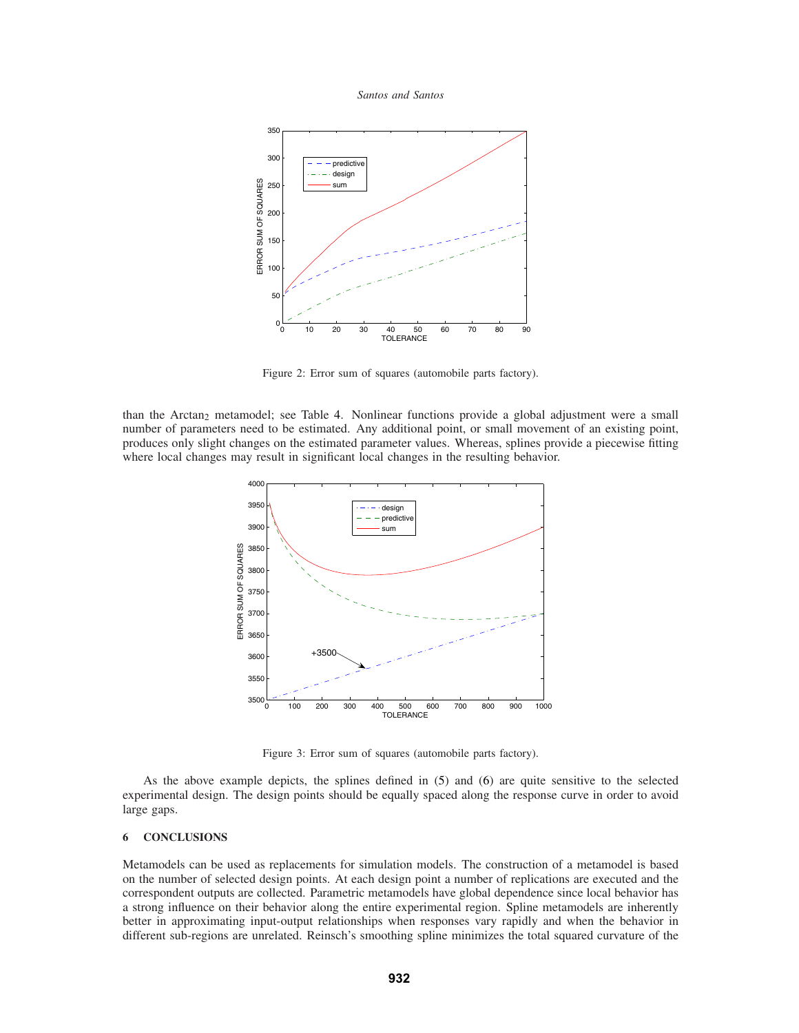Figure 2: Error sum of squares (automobile parts factory).

than the Arctan$_2$ metamodel; see Table 4. Nonlinear functions provide a global adjustment were a small number of parameters need to be estimated. Any additional point, or small movement of an existing point, produces only slight changes on the estimated parameter values. Whereas, splines provide a piecewise fitting where local changes may result in significant local changes in the resulting behavior.

Figure 3: Error sum of squares (automobile parts factory).

As the above example depicts, the splines defined in (5) and (6) are quite sensitive to the selected experimental design. The design points should be equally spaced along the response curve in order to avoid large gaps.

## 6 CONCLUSIONS

Metamodels can be used as replacements for simulation models. The construction of a metamodel is based on the number of selected design points. At each design point a number of replications are executed and the correspondent outputs are collected. Parametric metamodels have global dependence since local behavior has a strong influence on their behavior along the entire experimental region. Spline metamodels are inherently better in approximating input-output relationships when responses vary rapidly and when the behavior in different sub-regions are unrelated. Reinsch's smoothing spline minimizes the total squared curvature of the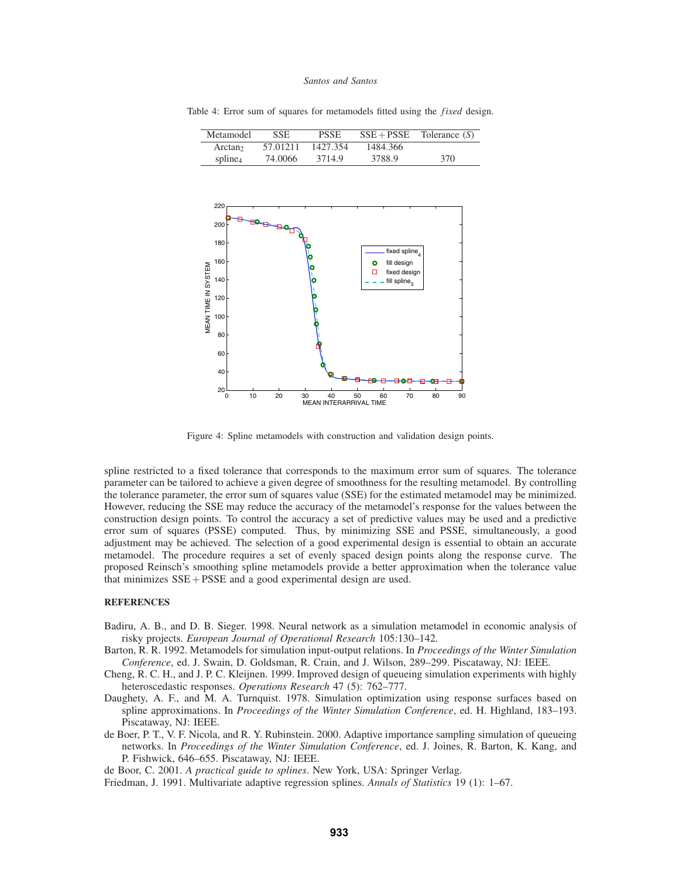Table 4: Error sum of squares for metamodels fitted using the *fixed* design.

| Metamodel | SSE | PSSE | SSE + PSSE | Tolerance ($S$) |
|---|---|---|---|---|
| $\text{Arctan}_2$ | 57.01211 | 1427.354 | 1484.366 | |
| $\text{spline}_4$ | 74.0066 | 3714.9 | 3788.9 | 370 |

Figure 4: Spline metamodels with construction and validation design points.

spline restricted to a fixed tolerance that corresponds to the maximum error sum of squares. The tolerance parameter can be tailored to achieve a given degree of smoothness for the resulting metamodel. By controlling the tolerance parameter, the error sum of squares value (SSE) for the estimated metamodel may be minimized. However, reducing the SSE may reduce the accuracy of the metamodel's response for the values between the construction design points. To control the accuracy a set of predictive values may be used and a predictive error sum of squares (PSSE) computed. Thus, by minimizing SSE and PSSE, simultaneously, a good adjustment may be achieved. The selection of a good experimental design is essential to obtain an accurate metamodel. The procedure requires a set of evenly spaced design points along the response curve. The proposed Reinsch's smoothing spline metamodels provide a better approximation when the tolerance value that minimizes SSE + PSSE and a good experimental design are used.

## REFERENCES

Badiru, A. B., and D. B. Sieger. 1998. Neural network as a simulation metamodel in economic analysis of risky projects. *European Journal of Operational Research* 105:130–142.

Barton, R. R. 1992. Metamodels for simulation input-output relations. In *Proceedings of the Winter Simulation Conference*, ed. J. Swain, D. Goldsman, R. Crain, and J. Wilson, 289–299. Piscataway, NJ: IEEE.

Cheng, R. C. H., and J. P. C. Kleijnen. 1999. Improved design of queueing simulation experiments with highly heteroscedastic responses. *Operations Research* 47 (5): 762–777.

Daughety, A. F., and M. A. Turnquist. 1978. Simulation optimization using response surfaces based on spline approximations. In *Proceedings of the Winter Simulation Conference*, ed. H. Highland, 183–193. Piscataway, NJ: IEEE.

de Boer, P. T., V. F. Nicola, and R. Y. Rubinstein. 2000. Adaptive importance sampling simulation of queueing networks. In *Proceedings of the Winter Simulation Conference*, ed. J. Joines, R. Barton, K. Kang, and P. Fishwick, 646–655. Piscataway, NJ: IEEE.

de Boor, C. 2001. *A practical guide to splines*. New York, USA: Springer Verlag.

Friedman, J. 1991. Multivariate adaptive regression splines. *Annals of Statistics* 19 (1): 1–67.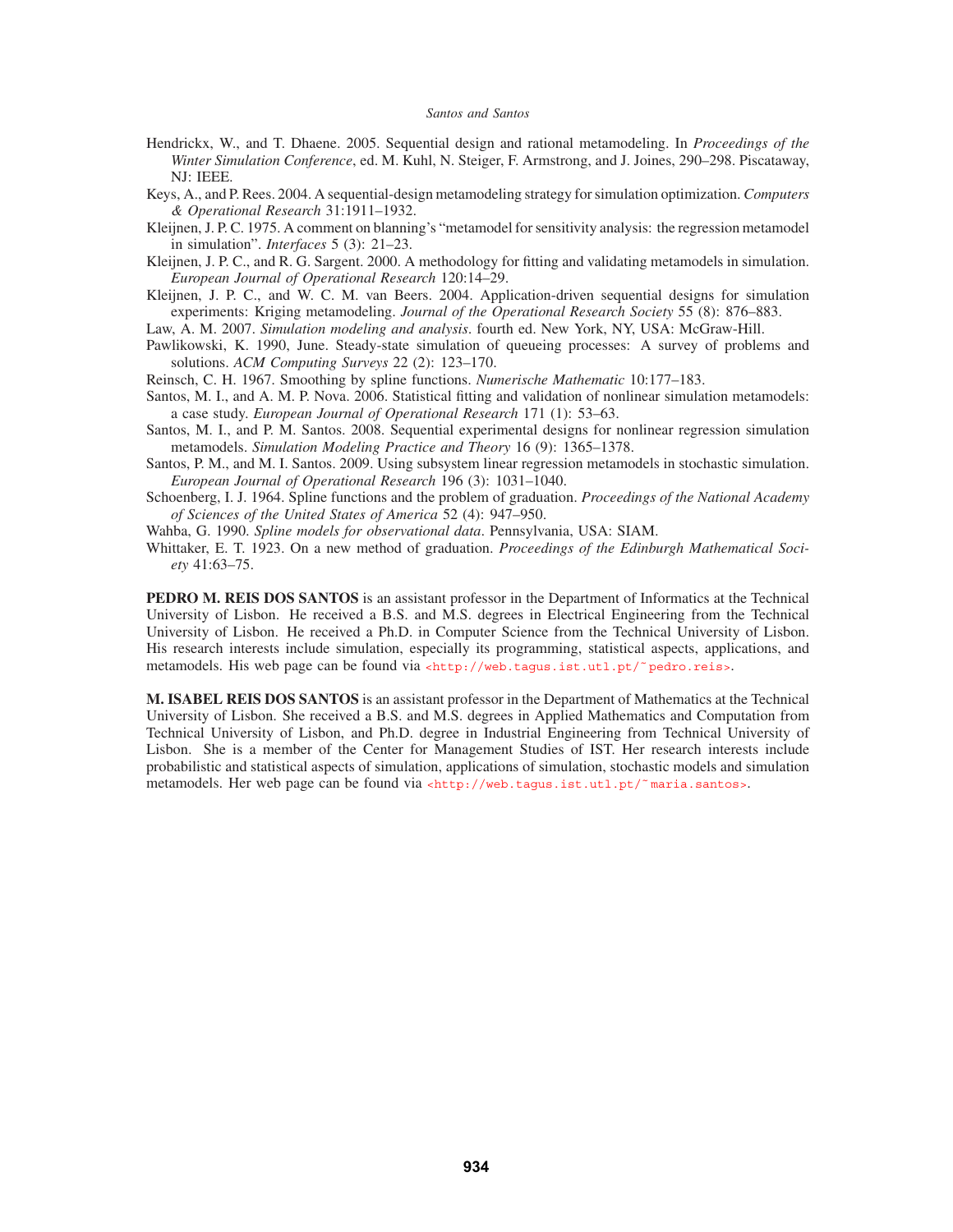Hendrickx, W., and T. Dhaene. 2005. Sequential design and rational metamodeling. In *Proceedings of the Winter Simulation Conference*, ed. M. Kuhl, N. Steiger, F. Armstrong, and J. Joines, 290–298. Piscataway, NJ: IEEE.

Keys, A., and P. Rees. 2004. A sequential-design metamodeling strategy for simulation optimization. *Computers & Operational Research* 31:1911–1932.

Kleijnen, J. P. C. 1975. A comment on blanning's "metamodel for sensitivity analysis: the regression metamodel in simulation". *Interfaces* 5 (3): 21–23.

Kleijnen, J. P. C., and R. G. Sargent. 2000. A methodology for fitting and validating metamodels in simulation. *European Journal of Operational Research* 120:14–29.

Kleijnen, J. P. C., and W. C. M. van Beers. 2004. Application-driven sequential designs for simulation experiments: Kriging metamodeling. *Journal of the Operational Research Society* 55 (8): 876–883.

Law, A. M. 2007. *Simulation modeling and analysis*. fourth ed. New York, NY, USA: McGraw-Hill.

Pawlikowski, K. 1990, June. Steady-state simulation of queueing processes: A survey of problems and solutions. *ACM Computing Surveys* 22 (2): 123–170.

Reinsch, C. H. 1967. Smoothing by spline functions. *Numerische Mathematic* 10:177–183.

Santos, M. I., and A. M. P. Nova. 2006. Statistical fitting and validation of nonlinear simulation metamodels: a case study. *European Journal of Operational Research* 171 (1): 53–63.

Santos, M. I., and P. M. Santos. 2008. Sequential experimental designs for nonlinear regression simulation metamodels. *Simulation Modeling Practice and Theory* 16 (9): 1365–1378.

Santos, P. M., and M. I. Santos. 2009. Using subsystem linear regression metamodels in stochastic simulation. *European Journal of Operational Research* 196 (3): 1031–1040.

Schoenberg, I. J. 1964. Spline functions and the problem of graduation. *Proceedings of the National Academy of Sciences of the United States of America* 52 (4): 947–950.

Wahba, G. 1990. *Spline models for observational data*. Pennsylvania, USA: SIAM.

Whittaker, E. T. 1923. On a new method of graduation. *Proceedings of the Edinburgh Mathematical Society* 41:63–75.

**PEDRO M. REIS DOS SANTOS** is an assistant professor in the Department of Informatics at the Technical University of Lisbon. He received a B.S. and M.S. degrees in Electrical Engineering from the Technical University of Lisbon. He received a Ph.D. in Computer Science from the Technical University of Lisbon. His research interests include simulation, especially its programming, statistical aspects, applications, and metamodels. His web page can be found via <http://web.tagus.ist.utl.pt/~pedro.reis>.

**M. ISABEL REIS DOS SANTOS** is an assistant professor in the Department of Mathematics at the Technical University of Lisbon. She received a B.S. and M.S. degrees in Applied Mathematics and Computation from Technical University of Lisbon, and Ph.D. degree in Industrial Engineering from Technical University of Lisbon. She is a member of the Center for Management Studies of IST. Her research interests include probabilistic and statistical aspects of simulation, applications of simulation, stochastic models and simulation metamodels. Her web page can be found via <http://web.tagus.ist.utl.pt/~maria.santos>.